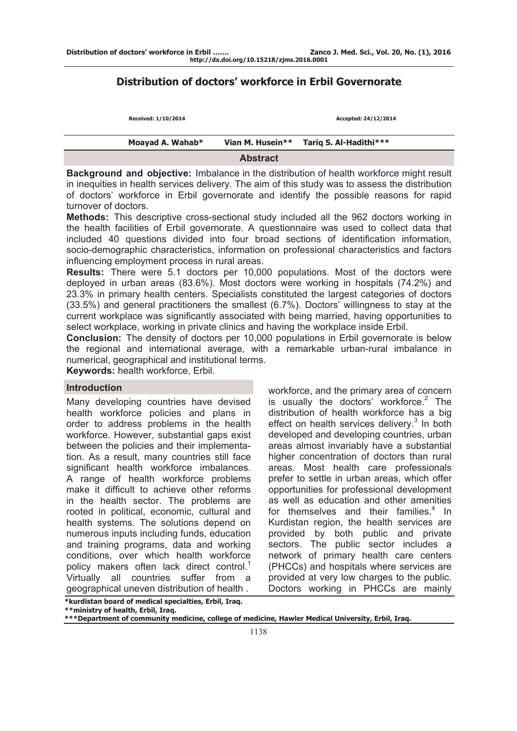http://dx.doi.org/10.15218/zjms.2016.0001

# Distribution of doctors' workforce in Erbil Governorate

Received: 1/10/2014 Accepted: 24/12/2014

**Moayad A. Wahab*** **Vian M. Husein**** **Tariq S. Al-Hadithi*****

## Abstract

**Background and objective:** Imbalance in the distribution of health workforce might result in inequities in health services delivery. The aim of this study was to assess the distribution of doctors' workforce in Erbil governorate and identify the possible reasons for rapid turnover of doctors.

**Methods:** This descriptive cross-sectional study included all the 962 doctors working in the health facilities of Erbil governorate. A questionnaire was used to collect data that included 40 questions divided into four broad sections of identification information, socio-demographic characteristics, information on professional characteristics and factors influencing employment process in rural areas.

**Results:** There were 5.1 doctors per 10,000 populations. Most of the doctors were deployed in urban areas (83.6%). Most doctors were working in hospitals (74.2%) and 23.3% in primary health centers. Specialists constituted the largest categories of doctors (33.5%) and general practitioners the smallest (6.7%). Doctors' willingness to stay at the current workplace was significantly associated with being married, having opportunities to select workplace, working in private clinics and having the workplace inside Erbil.

**Conclusion:** The density of doctors per 10,000 populations in Erbil governorate is below the regional and international average, with a remarkable urban-rural imbalance in numerical, geographical and institutional terms.

**Keywords:** health workforce, Erbil.

## Introduction

Many developing countries have devised health workforce policies and plans in order to address problems in the health workforce. However, substantial gaps exist between the policies and their implementation. As a result, many countries still face significant health workforce imbalances. A range of health workforce problems make it difficult to achieve other reforms in the health sector. The problems are rooted in political, economic, cultural and health systems. The solutions depend on numerous inputs including funds, education and training programs, data and working conditions, over which health workforce policy makers often lack direct control.[1] Virtually all countries suffer from a geographical uneven distribution of health workforce, and the primary area of concern is usually the doctors' workforce.[2] The distribution of health workforce has a big effect on health services delivery.[3] In both developed and developing countries, urban areas almost invariably have a substantial higher concentration of doctors than rural areas. Most health care professionals prefer to settle in urban areas, which offer opportunities for professional development as well as education and other amenities for themselves and their families.[4] In Kurdistan region, the health services are provided by both public and private sectors. The public sector includes a network of primary health care centers (PHCCs) and hospitals where services are provided at very low charges to the public. Doctors working in PHCCs are mainly

*kurdistan board of medical specialties, Erbil, Iraq.
**ministry of health, Erbil, Iraq.
***Department of community medicine, college of medicine, Hawler Medical University, Erbil, Iraq.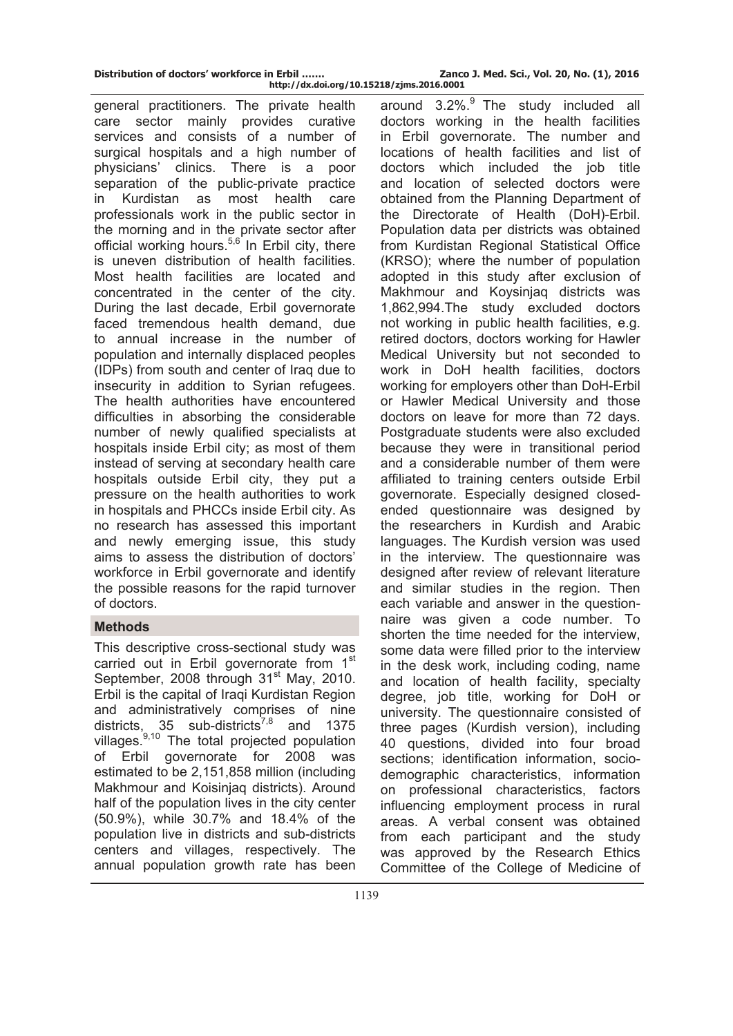general practitioners. The private health care sector mainly provides curative services and consists of a number of surgical hospitals and a high number of physicians' clinics. There is a poor separation of the public-private practice in Kurdistan as most health care professionals work in the public sector in the morning and in the private sector after official working hours.[5,6] In Erbil city, there is uneven distribution of health facilities. Most health facilities are located and concentrated in the center of the city. During the last decade, Erbil governorate faced tremendous health demand, due to annual increase in the number of population and internally displaced peoples (IDPs) from south and center of Iraq due to insecurity in addition to Syrian refugees. The health authorities have encountered difficulties in absorbing the considerable number of newly qualified specialists at hospitals inside Erbil city; as most of them instead of serving at secondary health care hospitals outside Erbil city, they put a pressure on the health authorities to work in hospitals and PHCCs inside Erbil city. As no research has assessed this important and newly emerging issue, this study aims to assess the distribution of doctors' workforce in Erbil governorate and identify the possible reasons for the rapid turnover of doctors.

## Methods

This descriptive cross-sectional study was carried out in Erbil governorate from 1st September, 2008 through 31st May, 2010. Erbil is the capital of Iraqi Kurdistan Region and administratively comprises of nine districts, 35 sub-districts[7,8] and 1375 villages.[9,10] The total projected population of Erbil governorate for 2008 was estimated to be 2,151,858 million (including Makhmour and Koisinjaq districts). Around half of the population lives in the city center (50.9%), while 30.7% and 18.4% of the population live in districts and sub-districts centers and villages, respectively. The annual population growth rate has been around 3.2%.[9] The study included all doctors working in the health facilities in Erbil governorate. The number and locations of health facilities and list of doctors which included the job title and location of selected doctors were obtained from the Planning Department of the Directorate of Health (DoH)-Erbil. Population data per districts was obtained from Kurdistan Regional Statistical Office (KRSO); where the number of population adopted in this study after exclusion of Makhmour and Koysinjaq districts was 1,862,994.The study excluded doctors not working in public health facilities, e.g. retired doctors, doctors working for Hawler Medical University but not seconded to work in DoH health facilities, doctors working for employers other than DoH-Erbil or Hawler Medical University and those doctors on leave for more than 72 days. Postgraduate students were also excluded because they were in transitional period and a considerable number of them were affiliated to training centers outside Erbil governorate. Especially designed closed-ended questionnaire was designed by the researchers in Kurdish and Arabic languages. The Kurdish version was used in the interview. The questionnaire was designed after review of relevant literature and similar studies in the region. Then each variable and answer in the questionnaire was given a code number. To shorten the time needed for the interview, some data were filled prior to the interview in the desk work, including coding, name and location of health facility, specialty degree, job title, working for DoH or university. The questionnaire consisted of three pages (Kurdish version), including 40 questions, divided into four broad sections; identification information, socio-demographic characteristics, information on professional characteristics, factors influencing employment process in rural areas. A verbal consent was obtained from each participant and the study was approved by the Research Ethics Committee of the College of Medicine of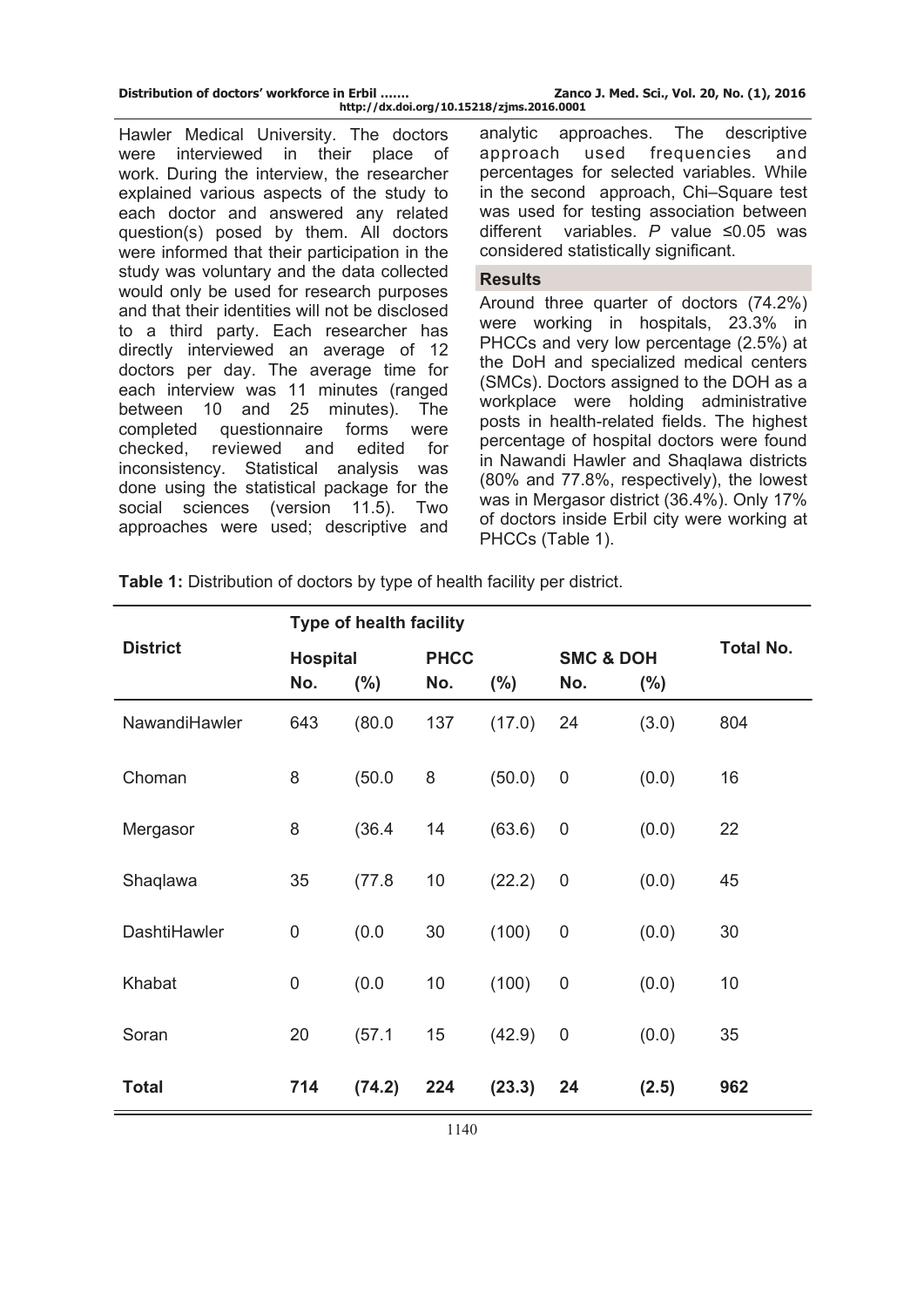Hawler Medical University. The doctors were interviewed in their place of work. During the interview, the researcher explained various aspects of the study to each doctor and answered any related question(s) posed by them. All doctors were informed that their participation in the study was voluntary and the data collected would only be used for research purposes and that their identities will not be disclosed to a third party. Each researcher has directly interviewed an average of 12 doctors per day. The average time for each interview was 11 minutes (ranged between 10 and 25 minutes). The completed questionnaire forms were checked, reviewed and edited for inconsistency. Statistical analysis was done using the statistical package for the social sciences (version 11.5). Two approaches were used; descriptive and analytic approaches. The descriptive approach used frequencies and percentages for selected variables. While in the second approach, Chi–Square test was used for testing association between different variables. *P* value ≤0.05 was considered statistically significant.

## Results

Around three quarter of doctors (74.2%) were working in hospitals, 23.3% in PHCCs and very low percentage (2.5%) at the DoH and specialized medical centers (SMCs). Doctors assigned to the DOH as a workplace were holding administrative posts in health-related fields. The highest percentage of hospital doctors were found in Nawandi Hawler and Shaqlawa districts (80% and 77.8%, respectively), the lowest was in Mergasor district (36.4%). Only 17% of doctors inside Erbil city were working at PHCCs (Table 1).

**Table 1:** Distribution of doctors by type of health facility per district.

| District | Type of health facility | | | | | | Total No. |
|---|---|---|---|---|---|---|---|
| | Hospital | | PHCC | | SMC & DOH | | |
| | No. | (%) | No. | (%) | No. | (%) | |
| NawandiHawler | 643 | (80.0 | 137 | (17.0) | 24 | (3.0) | 804 |
| Choman | 8 | (50.0 | 8 | (50.0) | 0 | (0.0) | 16 |
| Mergasor | 8 | (36.4 | 14 | (63.6) | 0 | (0.0) | 22 |
| Shaqlawa | 35 | (77.8 | 10 | (22.2) | 0 | (0.0) | 45 |
| DashtiHawler | 0 | (0.0 | 30 | (100) | 0 | (0.0) | 30 |
| Khabat | 0 | (0.0 | 10 | (100) | 0 | (0.0) | 10 |
| Soran | 20 | (57.1 | 15 | (42.9) | 0 | (0.0) | 35 |
| **Total** | **714** | **(74.2)** | **224** | **(23.3)** | **24** | **(2.5)** | **962** |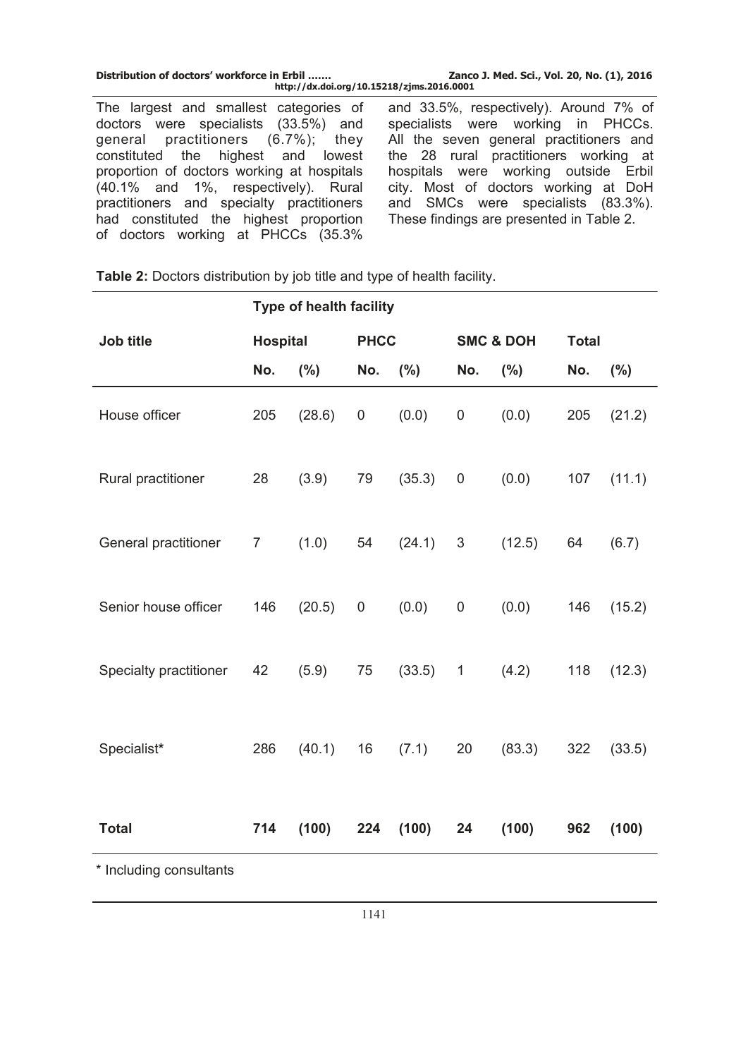The largest and smallest categories of doctors were specialists (33.5%) and general practitioners (6.7%); they constituted the highest and lowest proportion of doctors working at hospitals (40.1% and 1%, respectively). Rural practitioners and specialty practitioners had constituted the highest proportion of doctors working at PHCCs (35.3% and 33.5%, respectively). Around 7% of specialists were working in PHCCs. All the seven general practitioners and the 28 rural practitioners working at hospitals were working outside Erbil city. Most of doctors working at DoH and SMCs were specialists (83.3%). These findings are presented in Table 2.

**Table 2:** Doctors distribution by job title and type of health facility.

| | **Type of health facility** | | | | | | | |
|---|---|---|---|---|---|---|---|---|
| **Job title** | **Hospital** | | **PHCC** | | **SMC & DOH** | | **Total** | |
| | **No.** | **(%)** | **No.** | **(%)** | **No.** | **(%)** | **No.** | **(%)** |
| House officer | 205 | (28.6) | 0 | (0.0) | 0 | (0.0) | 205 | (21.2) |
| Rural practitioner | 28 | (3.9) | 79 | (35.3) | 0 | (0.0) | 107 | (11.1) |
| General practitioner | 7 | (1.0) | 54 | (24.1) | 3 | (12.5) | 64 | (6.7) |
| Senior house officer | 146 | (20.5) | 0 | (0.0) | 0 | (0.0) | 146 | (15.2) |
| Specialty practitioner | 42 | (5.9) | 75 | (33.5) | 1 | (4.2) | 118 | (12.3) |
| Specialist* | 286 | (40.1) | 16 | (7.1) | 20 | (83.3) | 322 | (33.5) |
| **Total** | **714** | **(100)** | **224** | **(100)** | **24** | **(100)** | **962** | **(100)** |

\* Including consultants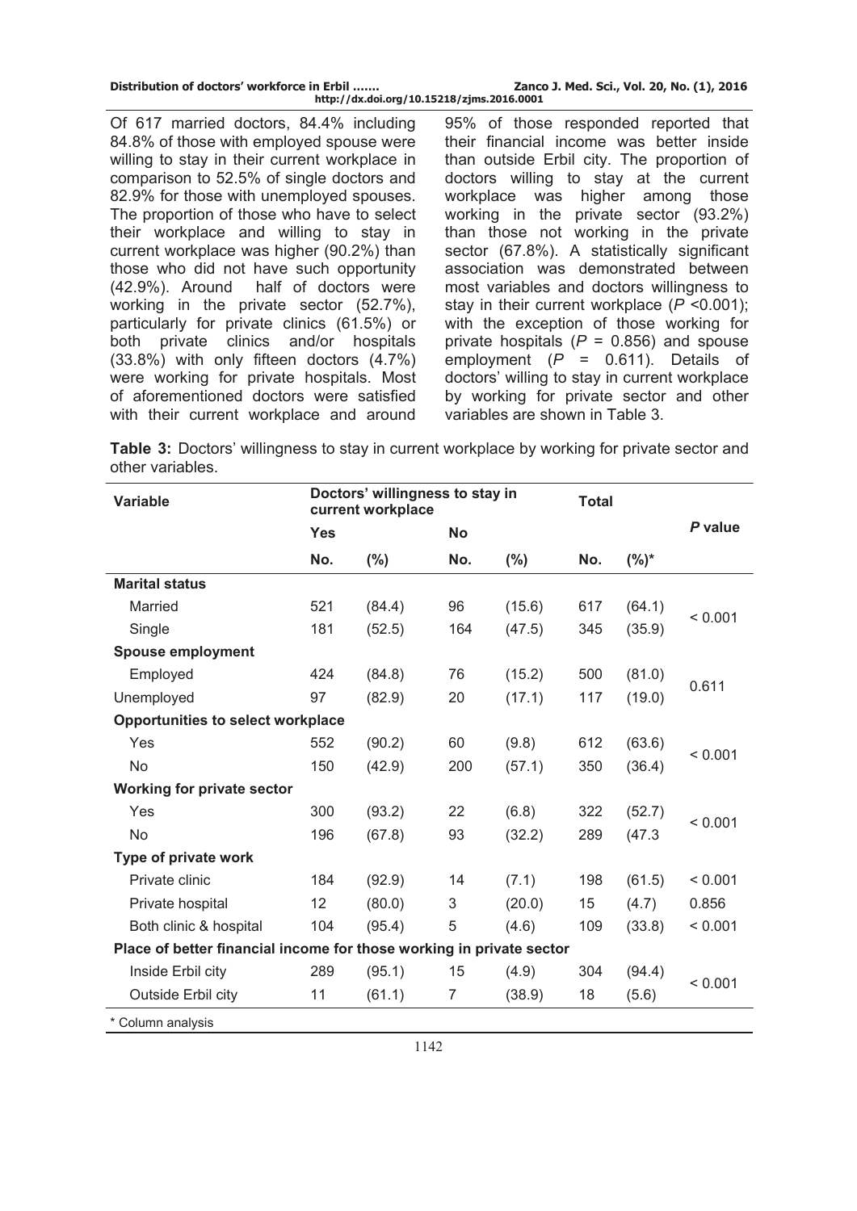Of 617 married doctors, 84.4% including 84.8% of those with employed spouse were willing to stay in their current workplace in comparison to 52.5% of single doctors and 82.9% for those with unemployed spouses. The proportion of those who have to select their workplace and willing to stay in current workplace was higher (90.2%) than those who did not have such opportunity (42.9%). Around half of doctors were working in the private sector (52.7%), particularly for private clinics (61.5%) or both private clinics and/or hospitals (33.8%) with only fifteen doctors (4.7%) were working for private hospitals. Most of aforementioned doctors were satisfied with their current workplace and around 95% of those responded reported that their financial income was better inside than outside Erbil city. The proportion of doctors willing to stay at the current workplace was higher among those working in the private sector (93.2%) than those not working in the private sector (67.8%). A statistically significant association was demonstrated between most variables and doctors willingness to stay in their current workplace ($P$ <0.001); with the exception of those working for private hospitals ($P$ = 0.856) and spouse employment ($P$ = 0.611). Details of doctors' willing to stay in current workplace by working for private sector and other variables are shown in Table 3.

**Table 3:** Doctors' willingness to stay in current workplace by working for private sector and other variables.

| Variable | Doctors' willingness to stay in current workplace | | | | Total | | *P* value |
|---|---|---|---|---|---|---|---|
| | Yes | | No | | | | |
| | No. | (%) | No. | (%) | No. | (%)* | |
| **Marital status** | | | | | | | |
| Married | 521 | (84.4) | 96 | (15.6) | 617 | (64.1) | < 0.001 |
| Single | 181 | (52.5) | 164 | (47.5) | 345 | (35.9) | |
| **Spouse employment** | | | | | | | |
| Employed | 424 | (84.8) | 76 | (15.2) | 500 | (81.0) | 0.611 |
| Unemployed | 97 | (82.9) | 20 | (17.1) | 117 | (19.0) | |
| **Opportunities to select workplace** | | | | | | | |
| Yes | 552 | (90.2) | 60 | (9.8) | 612 | (63.6) | < 0.001 |
| No | 150 | (42.9) | 200 | (57.1) | 350 | (36.4) | |
| **Working for private sector** | | | | | | | |
| Yes | 300 | (93.2) | 22 | (6.8) | 322 | (52.7) | < 0.001 |
| No | 196 | (67.8) | 93 | (32.2) | 289 | (47.3 | |
| **Type of private work** | | | | | | | |
| Private clinic | 184 | (92.9) | 14 | (7.1) | 198 | (61.5) | < 0.001 |
| Private hospital | 12 | (80.0) | 3 | (20.0) | 15 | (4.7) | 0.856 |
| Both clinic & hospital | 104 | (95.4) | 5 | (4.6) | 109 | (33.8) | < 0.001 |
| **Place of better financial income for those working in private sector** | | | | | | | |
| Inside Erbil city | 289 | (95.1) | 15 | (4.9) | 304 | (94.4) | < 0.001 |
| Outside Erbil city | 11 | (61.1) | 7 | (38.9) | 18 | (5.6) | |

\* Column analysis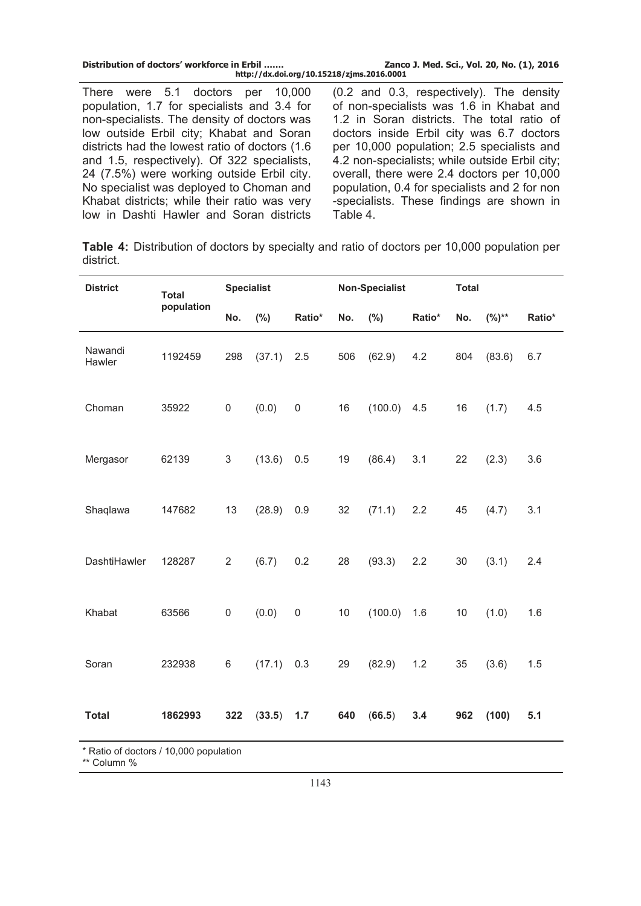There were 5.1 doctors per 10,000 population, 1.7 for specialists and 3.4 for non-specialists. The density of doctors was low outside Erbil city; Khabat and Soran districts had the lowest ratio of doctors (1.6 and 1.5, respectively). Of 322 specialists, 24 (7.5%) were working outside Erbil city. No specialist was deployed to Choman and Khabat districts; while their ratio was very low in Dashti Hawler and Soran districts (0.2 and 0.3, respectively). The density of non-specialists was 1.6 in Khabat and 1.2 in Soran districts. The total ratio of doctors inside Erbil city was 6.7 doctors per 10,000 population; 2.5 specialists and 4.2 non-specialists; while outside Erbil city; overall, there were 2.4 doctors per 10,000 population, 0.4 for specialists and 2 for non-specialists. These findings are shown in Table 4.

**Table 4:** Distribution of doctors by specialty and ratio of doctors per 10,000 population per district.

| District | Total population | Specialist | | | Non-Specialist | | | Total | | |
|---|---|---|---|---|---|---|---|---|---|---|
| | | No. | (%) | Ratio* | No. | (%) | Ratio* | No. | (%)** | Ratio* |
| Nawandi Hawler | 1192459 | 298 | (37.1) | 2.5 | 506 | (62.9) | 4.2 | 804 | (83.6) | 6.7 |
| Choman | 35922 | 0 | (0.0) | 0 | 16 | (100.0) | 4.5 | 16 | (1.7) | 4.5 |
| Mergasor | 62139 | 3 | (13.6) | 0.5 | 19 | (86.4) | 3.1 | 22 | (2.3) | 3.6 |
| Shaqlawa | 147682 | 13 | (28.9) | 0.9 | 32 | (71.1) | 2.2 | 45 | (4.7) | 3.1 |
| DashtiHawler | 128287 | 2 | (6.7) | 0.2 | 28 | (93.3) | 2.2 | 30 | (3.1) | 2.4 |
| Khabat | 63566 | 0 | (0.0) | 0 | 10 | (100.0) | 1.6 | 10 | (1.0) | 1.6 |
| Soran | 232938 | 6 | (17.1) | 0.3 | 29 | (82.9) | 1.2 | 35 | (3.6) | 1.5 |
| **Total** | **1862993** | **322** | (**33.5**) | **1.7** | **640** | (**66.5**) | **3.4** | **962** | **(100)** | **5.1** |

* Ratio of doctors / 10,000 population
** Column %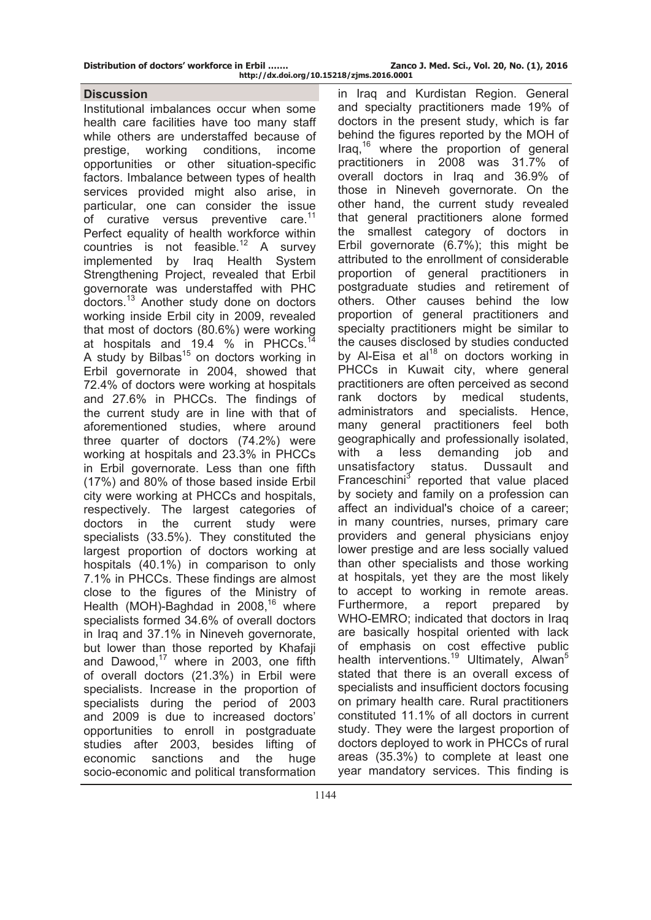## Discussion

Institutional imbalances occur when some health care facilities have too many staff while others are understaffed because of prestige, working conditions, income opportunities or other situation-specific factors. Imbalance between types of health services provided might also arise, in particular, one can consider the issue of curative versus preventive care.[11] Perfect equality of health workforce within countries is not feasible.[12] A survey implemented by Iraq Health System Strengthening Project, revealed that Erbil governorate was understaffed with PHC doctors.[13] Another study done on doctors working inside Erbil city in 2009, revealed that most of doctors (80.6%) were working at hospitals and 19.4 % in PHCCs.[14] A study by Bilbas[15] on doctors working in Erbil governorate in 2004, showed that 72.4% of doctors were working at hospitals and 27.6% in PHCCs. The findings of the current study are in line with that of aforementioned studies, where around three quarter of doctors (74.2%) were working at hospitals and 23.3% in PHCCs in Erbil governorate. Less than one fifth (17%) and 80% of those based inside Erbil city were working at PHCCs and hospitals, respectively. The largest categories of doctors in the current study were specialists (33.5%). They constituted the largest proportion of doctors working at hospitals (40.1%) in comparison to only 7.1% in PHCCs. These findings are almost close to the figures of the Ministry of Health (MOH)-Baghdad in 2008,[16] where specialists formed 34.6% of overall doctors in Iraq and 37.1% in Nineveh governorate, but lower than those reported by Khafaji and Dawood,[17] where in 2003, one fifth of overall doctors (21.3%) in Erbil were specialists. Increase in the proportion of specialists during the period of 2003 and 2009 is due to increased doctors' opportunities to enroll in postgraduate studies after 2003, besides lifting of economic sanctions and the huge socio-economic and political transformation in Iraq and Kurdistan Region. General and specialty practitioners made 19% of doctors in the present study, which is far behind the figures reported by the MOH of Iraq,[16] where the proportion of general practitioners in 2008 was 31.7% of overall doctors in Iraq and 36.9% of those in Nineveh governorate. On the other hand, the current study revealed that general practitioners alone formed the smallest category of doctors in Erbil governorate (6.7%); this might be attributed to the enrollment of considerable proportion of general practitioners in postgraduate studies and retirement of others. Other causes behind the low proportion of general practitioners and specialty practitioners might be similar to the causes disclosed by studies conducted by Al-Eisa et al[18] on doctors working in PHCCs in Kuwait city, where general practitioners are often perceived as second rank doctors by medical students, administrators and specialists. Hence, many general practitioners feel both geographically and professionally isolated, with a less demanding job and unsatisfactory status. Dussault and Franceschini[3] reported that value placed by society and family on a profession can affect an individual's choice of a career; in many countries, nurses, primary care providers and general physicians enjoy lower prestige and are less socially valued than other specialists and those working at hospitals, yet they are the most likely to accept to working in remote areas. Furthermore, a report prepared by WHO-EMRO; indicated that doctors in Iraq are basically hospital oriented with lack of emphasis on cost effective public health interventions.[19] Ultimately, Alwan[5] stated that there is an overall excess of specialists and insufficient doctors focusing on primary health care. Rural practitioners constituted 11.1% of all doctors in current study. They were the largest proportion of doctors deployed to work in PHCCs of rural areas (35.3%) to complete at least one year mandatory services. This finding is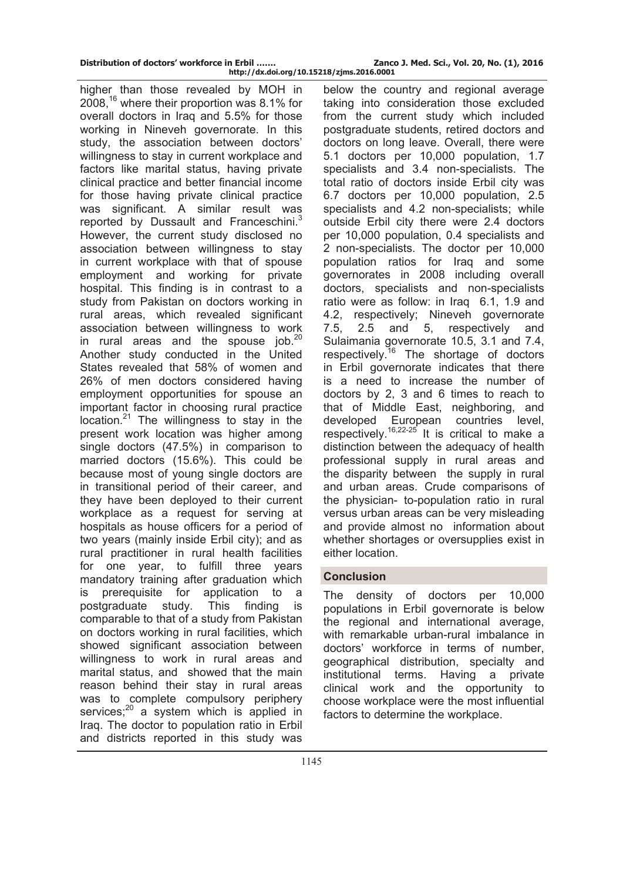higher than those revealed by MOH in 2008,[16] where their proportion was 8.1% for overall doctors in Iraq and 5.5% for those working in Nineveh governorate. In this study, the association between doctors' willingness to stay in current workplace and factors like marital status, having private clinical practice and better financial income for those having private clinical practice was significant. A similar result was reported by Dussault and Franceschini.[3] However, the current study disclosed no association between willingness to stay in current workplace with that of spouse employment and working for private hospital. This finding is in contrast to a study from Pakistan on doctors working in rural areas, which revealed significant association between willingness to work in rural areas and the spouse job.[20] Another study conducted in the United States revealed that 58% of women and 26% of men doctors considered having employment opportunities for spouse an important factor in choosing rural practice location.[21] The willingness to stay in the present work location was higher among single doctors (47.5%) in comparison to married doctors (15.6%). This could be because most of young single doctors are in transitional period of their career, and they have been deployed to their current workplace as a request for serving at hospitals as house officers for a period of two years (mainly inside Erbil city); and as rural practitioner in rural health facilities for one year, to fulfill three years mandatory training after graduation which is prerequisite for application to a postgraduate study. This finding is comparable to that of a study from Pakistan on doctors working in rural facilities, which showed significant association between willingness to work in rural areas and marital status, and showed that the main reason behind their stay in rural areas was to complete compulsory periphery services;[20] a system which is applied in Iraq. The doctor to population ratio in Erbil and districts reported in this study was below the country and regional average taking into consideration those excluded from the current study which included postgraduate students, retired doctors and doctors on long leave. Overall, there were 5.1 doctors per 10,000 population, 1.7 specialists and 3.4 non-specialists. The total ratio of doctors inside Erbil city was 6.7 doctors per 10,000 population, 2.5 specialists and 4.2 non-specialists; while outside Erbil city there were 2.4 doctors per 10,000 population, 0.4 specialists and 2 non-specialists. The doctor per 10,000 population ratios for Iraq and some governorates in 2008 including overall doctors, specialists and non-specialists ratio were as follow: in Iraq 6.1, 1.9 and 4.2, respectively; Nineveh governorate 7.5, 2.5 and 5, respectively and Sulaimania governorate 10.5, 3.1 and 7.4, respectively.[16] The shortage of doctors in Erbil governorate indicates that there is a need to increase the number of doctors by 2, 3 and 6 times to reach to that of Middle East, neighboring, and developed European countries level, respectively.[16,22-25] It is critical to make a distinction between the adequacy of health professional supply in rural areas and the disparity between the supply in rural and urban areas. Crude comparisons of the physician- to-population ratio in rural versus urban areas can be very misleading and provide almost no information about whether shortages or oversupplies exist in either location.

## Conclusion

The density of doctors per 10,000 populations in Erbil governorate is below the regional and international average, with remarkable urban-rural imbalance in doctors' workforce in terms of number, geographical distribution, specialty and institutional terms. Having a private clinical work and the opportunity to choose workplace were the most influential factors to determine the workplace.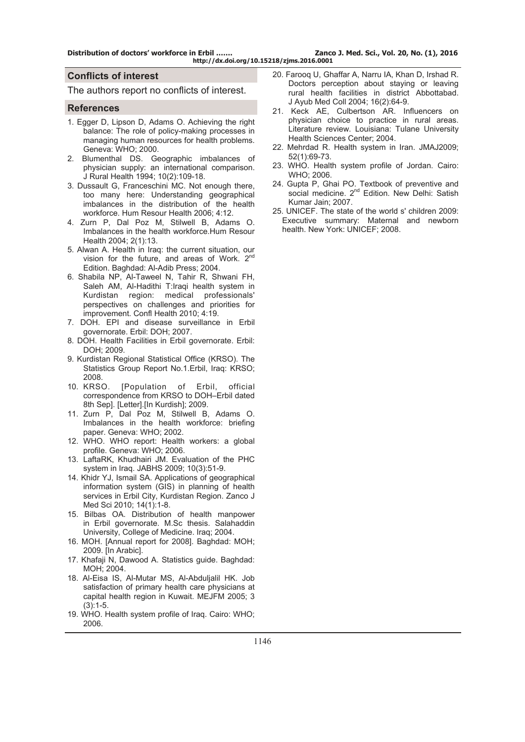## Conflicts of interest

The authors report no conflicts of interest.

## References

1. Egger D, Lipson D, Adams O. Achieving the right balance: The role of policy-making processes in managing human resources for health problems. Geneva: WHO; 2000.
2. Blumenthal DS. Geographic imbalances of physician supply: an international comparison. J Rural Health 1994; 10(2):109-18.
3. Dussault G, Franceschini MC. Not enough there, too many here: Understanding geographical imbalances in the distribution of the health workforce. Hum Resour Health 2006; 4:12.
4. Zurn P, Dal Poz M, Stilwell B, Adams O. Imbalances in the health workforce.Hum Resour Health 2004; 2(1):13.
5. Alwan A. Health in Iraq: the current situation, our vision for the future, and areas of Work. 2nd Edition. Baghdad: Al-Adib Press; 2004.
6. Shabila NP, Al-Taweel N, Tahir R, Shwani FH, Saleh AM, Al-Hadithi T:Iraqi health system in Kurdistan region: medical professionals' perspectives on challenges and priorities for improvement. Confl Health 2010; 4:19.
7. DOH. EPI and disease surveillance in Erbil governorate. Erbil: DOH; 2007.
8. DOH. Health Facilities in Erbil governorate. Erbil: DOH; 2009.
9. Kurdistan Regional Statistical Office (KRSO). The Statistics Group Report No.1.Erbil, Iraq: KRSO; 2008.
10. KRSO. [Population of Erbil, official correspondence from KRSO to DOH–Erbil dated 8th Sep]. [Letter].[In Kurdish]; 2009.
11. Zurn P, Dal Poz M, Stilwell B, Adams O. Imbalances in the health workforce: briefing paper. Geneva: WHO; 2002.
12. WHO. WHO report: Health workers: a global profile. Geneva: WHO; 2006.
13. LaftaRK, Khudhairi JM. Evaluation of the PHC system in Iraq. JABHS 2009; 10(3):51-9.
14. Khidr YJ, Ismail SA. Applications of geographical information system (GIS) in planning of health services in Erbil City, Kurdistan Region. Zanco J Med Sci 2010; 14(1):1-8.
15. Bilbas OA. Distribution of health manpower in Erbil governorate. M.Sc thesis. Salahaddin University, College of Medicine. Iraq; 2004.
16. MOH. [Annual report for 2008]. Baghdad: MOH; 2009. [In Arabic].
17. Khafaji N, Dawood A. Statistics guide. Baghdad: MOH; 2004.
18. Al-Eisa IS, Al-Mutar MS, Al-Abduljalil HK. Job satisfaction of primary health care physicians at capital health region in Kuwait. MEJFM 2005; 3 (3):1-5.
19. WHO. Health system profile of Iraq. Cairo: WHO; 2006.
20. Farooq U, Ghaffar A, Narru IA, Khan D, Irshad R. Doctors perception about staying or leaving rural health facilities in district Abbottabad. J Ayub Med Coll 2004; 16(2):64-9.
21. Keck AE, Culbertson AR. Influencers on physician choice to practice in rural areas. Literature review. Louisiana: Tulane University Health Sciences Center; 2004.
22. Mehrdad R. Health system in Iran. JMAJ2009; 52(1):69-73.
23. WHO. Health system profile of Jordan. Cairo: WHO; 2006.
24. Gupta P, Ghai PO. Textbook of preventive and social medicine. 2nd Edition. New Delhi: Satish Kumar Jain; 2007.
25. UNICEF. The state of the world s' children 2009: Executive summary: Maternal and newborn health. New York: UNICEF; 2008.